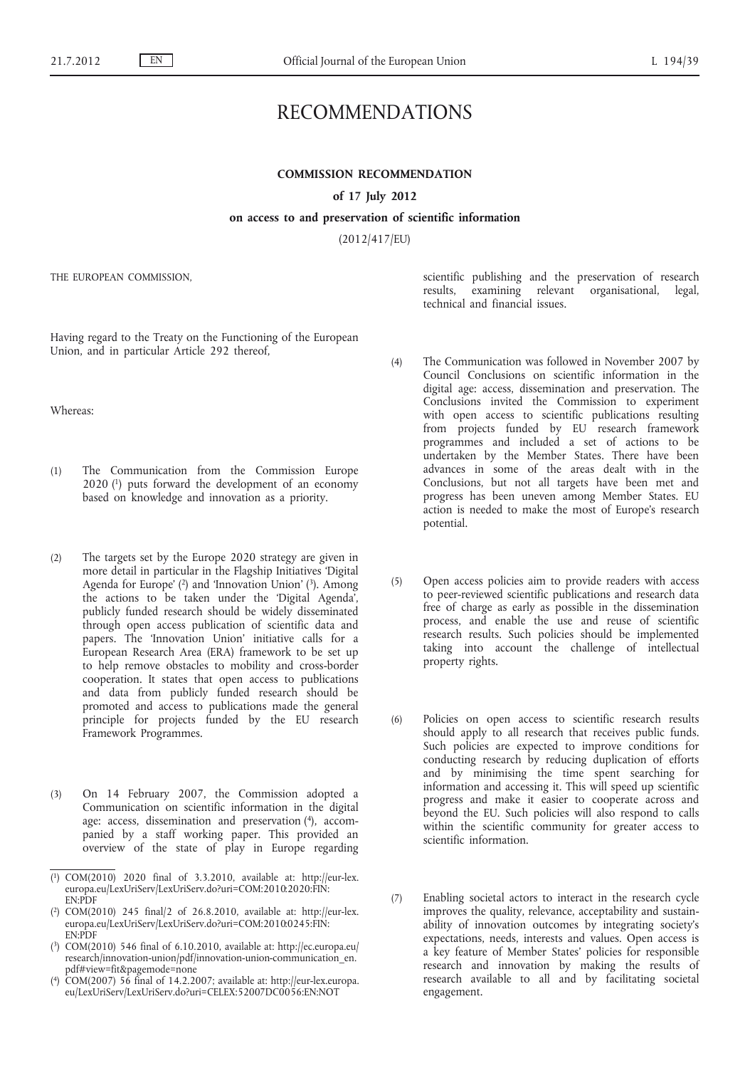# RECOMMENDATIONS

## COMMISSION RECOMMENDATION

### of 17 July 2012

### on access to and preservation of scientific information

(2012/417/EU)

THE EUROPEAN COMMISSION,

Having regard to the Treaty on the Functioning of the European Union, and in particular Article 292 thereof,

Whereas:

(1) The Communication from the Commission Europe 2020 [1] puts forward the development of an economy based on knowledge and innovation as a priority.

(2) The targets set by the Europe 2020 strategy are given in more detail in particular in the Flagship Initiatives 'Digital Agenda for Europe' [2] and 'Innovation Union' [3]. Among the actions to be taken under the 'Digital Agenda', publicly funded research should be widely disseminated through open access publication of scientific data and papers. The 'Innovation Union' initiative calls for a European Research Area (ERA) framework to be set up to help remove obstacles to mobility and cross-border cooperation. It states that open access to publications and data from publicly funded research should be promoted and access to publications made the general principle for projects funded by the EU research Framework Programmes.

(3) On 14 February 2007, the Commission adopted a Communication on scientific information in the digital age: access, dissemination and preservation [4], accompanied by a staff working paper. This provided an overview of the state of play in Europe regarding scientific publishing and the preservation of research results, examining relevant organisational, legal, technical and financial issues.

(4) The Communication was followed in November 2007 by Council Conclusions on scientific information in the digital age: access, dissemination and preservation. The Conclusions invited the Commission to experiment with open access to scientific publications resulting from projects funded by EU research framework programmes and included a set of actions to be undertaken by the Member States. There have been advances in some of the areas dealt with in the Conclusions, but not all targets have been met and progress has been uneven among Member States. EU action is needed to make the most of Europe's research potential.

(5) Open access policies aim to provide readers with access to peer-reviewed scientific publications and research data free of charge as early as possible in the dissemination process, and enable the use and reuse of scientific research results. Such policies should be implemented taking into account the challenge of intellectual property rights.

(6) Policies on open access to scientific research results should apply to all research that receives public funds. Such policies are expected to improve conditions for conducting research by reducing duplication of efforts and by minimising the time spent searching for information and accessing it. This will speed up scientific progress and make it easier to cooperate across and beyond the EU. Such policies will also respond to calls within the scientific community for greater access to scientific information.

(7) Enabling societal actors to interact in the research cycle improves the quality, relevance, acceptability and sustainability of innovation outcomes by integrating society's expectations, needs, interests and values. Open access is a key feature of Member States' policies for responsible research and innovation by making the results of research available to all and by facilitating societal engagement.

---

[1] COM(2010) 2020 final of 3.3.2010, available at: http://eur-lex.europa.eu/LexUriServ/LexUriServ.do?uri=COM:2010:2020:FIN:EN:PDF

[2] COM(2010) 245 final/2 of 26.8.2010, available at: http://eur-lex.europa.eu/LexUriServ/LexUriServ.do?uri=COM:2010:0245:FIN:EN:PDF

[3] COM(2010) 546 final of 6.10.2010, available at: http://ec.europa.eu/research/innovation-union/pdf/innovation-union-communication_en.pdf#view=fit&pagemode=none

[4] COM(2007) 56 final of 14.2.2007; available at: http://eur-lex.europa.eu/LexUriServ/LexUriServ.do?uri=CELEX:52007DC0056:EN:NOT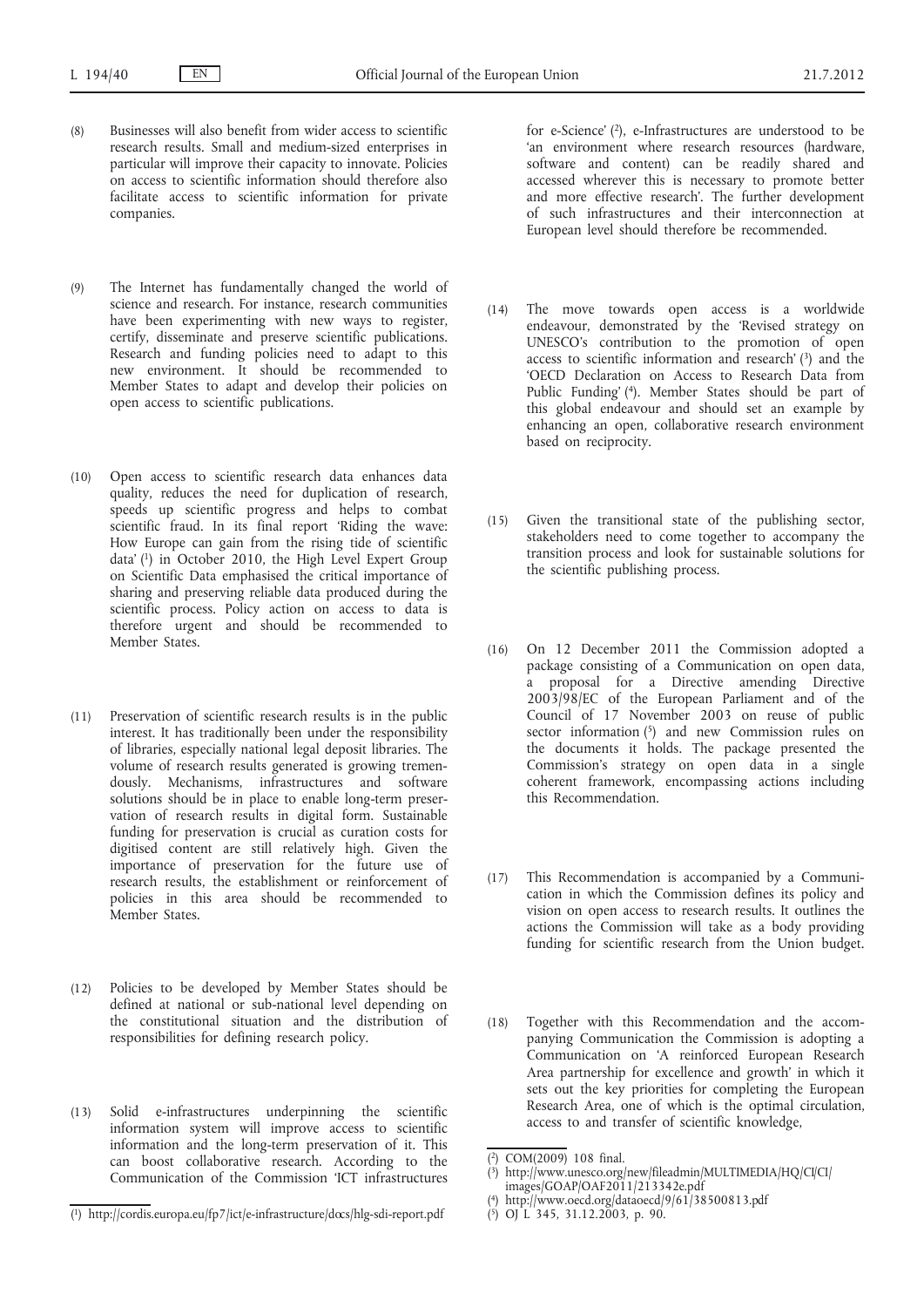(8) Businesses will also benefit from wider access to scientific research results. Small and medium-sized enterprises in particular will improve their capacity to innovate. Policies on access to scientific information should therefore also facilitate access to scientific information for private companies.

(9) The Internet has fundamentally changed the world of science and research. For instance, research communities have been experimenting with new ways to register, certify, disseminate and preserve scientific publications. Research and funding policies need to adapt to this new environment. It should be recommended to Member States to adapt and develop their policies on open access to scientific publications.

(10) Open access to scientific research data enhances data quality, reduces the need for duplication of research, speeds up scientific progress and helps to combat scientific fraud. In its final report 'Riding the wave: How Europe can gain from the rising tide of scientific data' [1] in October 2010, the High Level Expert Group on Scientific Data emphasised the critical importance of sharing and preserving reliable data produced during the scientific process. Policy action on access to data is therefore urgent and should be recommended to Member States.

(11) Preservation of scientific research results is in the public interest. It has traditionally been under the responsibility of libraries, especially national legal deposit libraries. The volume of research results generated is growing tremendously. Mechanisms, infrastructures and software solutions should be in place to enable long-term preservation of research results in digital form. Sustainable funding for preservation is crucial as curation costs for digitised content are still relatively high. Given the importance of preservation for the future use of research results, the establishment or reinforcement of policies in this area should be recommended to Member States.

(12) Policies to be developed by Member States should be defined at national or sub-national level depending on the constitutional situation and the distribution of responsibilities for defining research policy.

(13) Solid e-infrastructures underpinning the scientific information system will improve access to scientific information and the long-term preservation of it. This can boost collaborative research. According to the Communication of the Commission 'ICT infrastructures for e-Science' [2], e-Infrastructures are understood to be 'an environment where research resources (hardware, software and content) can be readily shared and accessed wherever this is necessary to promote better and more effective research'. The further development of such infrastructures and their interconnection at European level should therefore be recommended.

(14) The move towards open access is a worldwide endeavour, demonstrated by the 'Revised strategy on UNESCO's contribution to the promotion of open access to scientific information and research' [3] and the 'OECD Declaration on Access to Research Data from Public Funding' [4]. Member States should be part of this global endeavour and should set an example by enhancing an open, collaborative research environment based on reciprocity.

(15) Given the transitional state of the publishing sector, stakeholders need to come together to accompany the transition process and look for sustainable solutions for the scientific publishing process.

(16) On 12 December 2011 the Commission adopted a package consisting of a Communication on open data, a proposal for a Directive amending Directive 2003/98/EC of the European Parliament and of the Council of 17 November 2003 on reuse of public sector information [5] and new Commission rules on the documents it holds. The package presented the Commission's strategy on open data in a single coherent framework, encompassing actions including this Recommendation.

(17) This Recommendation is accompanied by a Communication in which the Commission defines its policy and vision on open access to research results. It outlines the actions the Commission will take as a body providing funding for scientific research from the Union budget.

(18) Together with this Recommendation and the accompanying Communication the Commission is adopting a Communication on 'A reinforced European Research Area partnership for excellence and growth' in which it sets out the key priorities for completing the European Research Area, one of which is the optimal circulation, access to and transfer of scientific knowledge,

---

[1] http://cordis.europa.eu/fp7/ict/e-infrastructure/docs/hlg-sdi-report.pdf

[2] COM(2009) 108 final.

[3] http://www.unesco.org/new/fileadmin/MULTIMEDIA/HQ/CI/CI/images/GOAP/OAF2011/213342e.pdf

[4] http://www.oecd.org/dataoecd/9/61/38500813.pdf

[5] OJ L 345, 31.12.2003, p. 90.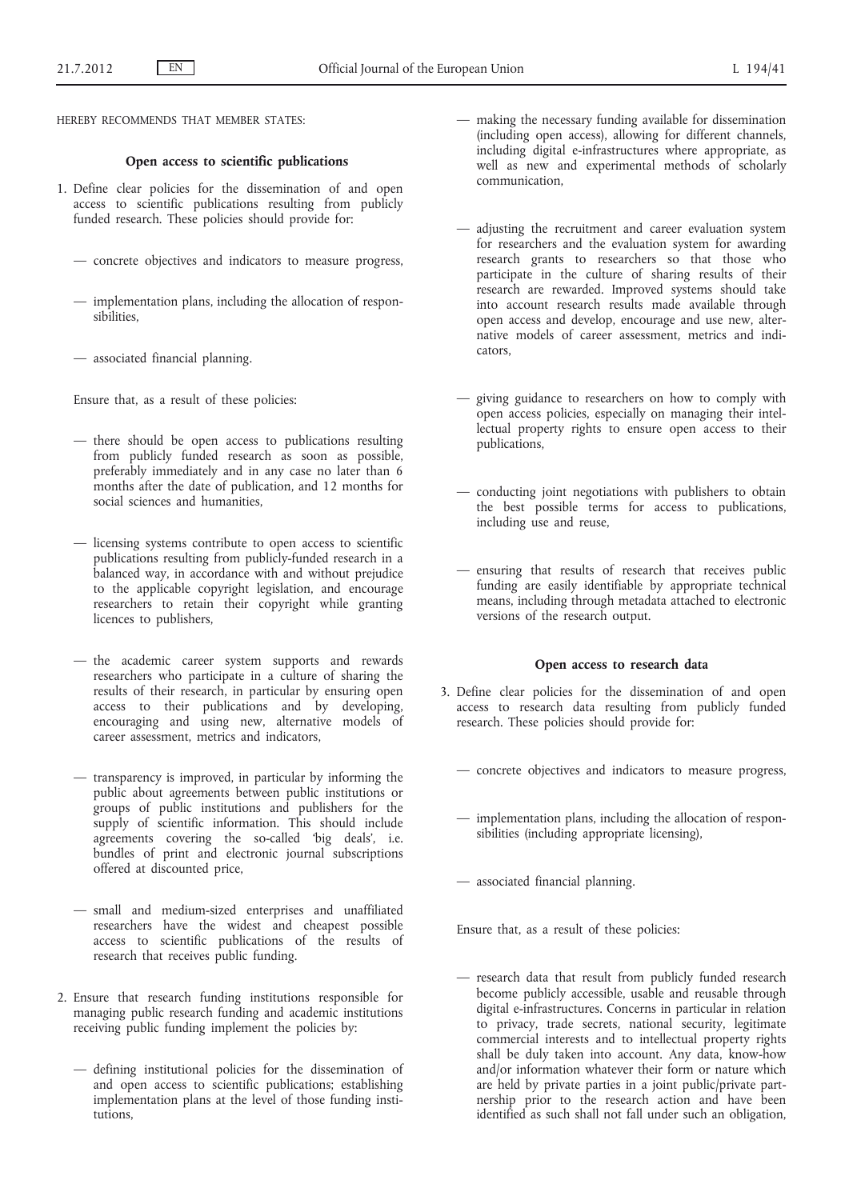HEREBY RECOMMENDS THAT MEMBER STATES:

## Open access to scientific publications

1. Define clear policies for the dissemination of and open access to scientific publications resulting from publicly funded research. These policies should provide for:

   — concrete objectives and indicators to measure progress,

   — implementation plans, including the allocation of responsibilities,

   — associated financial planning.

   Ensure that, as a result of these policies:

   — there should be open access to publications resulting from publicly funded research as soon as possible, preferably immediately and in any case no later than 6 months after the date of publication, and 12 months for social sciences and humanities,

   — licensing systems contribute to open access to scientific publications resulting from publicly-funded research in a balanced way, in accordance with and without prejudice to the applicable copyright legislation, and encourage researchers to retain their copyright while granting licences to publishers,

   — the academic career system supports and rewards researchers who participate in a culture of sharing the results of their research, in particular by ensuring open access to their publications and by developing, encouraging and using new, alternative models of career assessment, metrics and indicators,

   — transparency is improved, in particular by informing the public about agreements between public institutions or groups of public institutions and publishers for the supply of scientific information. This should include agreements covering the so-called 'big deals', i.e. bundles of print and electronic journal subscriptions offered at discounted price,

   — small and medium-sized enterprises and unaffiliated researchers have the widest and cheapest possible access to scientific publications of the results of research that receives public funding.

2. Ensure that research funding institutions responsible for managing public research funding and academic institutions receiving public funding implement the policies by:

   — defining institutional policies for the dissemination of and open access to scientific publications; establishing implementation plans at the level of those funding institutions,

   — making the necessary funding available for dissemination (including open access), allowing for different channels, including digital e-infrastructures where appropriate, as well as new and experimental methods of scholarly communication,

   — adjusting the recruitment and career evaluation system for researchers and the evaluation system for awarding research grants to researchers so that those who participate in the culture of sharing results of their research are rewarded. Improved systems should take into account research results made available through open access and develop, encourage and use new, alternative models of career assessment, metrics and indicators,

   — giving guidance to researchers on how to comply with open access policies, especially on managing their intellectual property rights to ensure open access to their publications,

   — conducting joint negotiations with publishers to obtain the best possible terms for access to publications, including use and reuse,

   — ensuring that results of research that receives public funding are easily identifiable by appropriate technical means, including through metadata attached to electronic versions of the research output.

## Open access to research data

3. Define clear policies for the dissemination of and open access to research data resulting from publicly funded research. These policies should provide for:

   — concrete objectives and indicators to measure progress,

   — implementation plans, including the allocation of responsibilities (including appropriate licensing),

   — associated financial planning.

   Ensure that, as a result of these policies:

   — research data that result from publicly funded research become publicly accessible, usable and reusable through digital e-infrastructures. Concerns in particular in relation to privacy, trade secrets, national security, legitimate commercial interests and to intellectual property rights shall be duly taken into account. Any data, know-how and/or information whatever their form or nature which are held by private parties in a joint public/private partnership prior to the research action and have been identified as such shall not fall under such an obligation,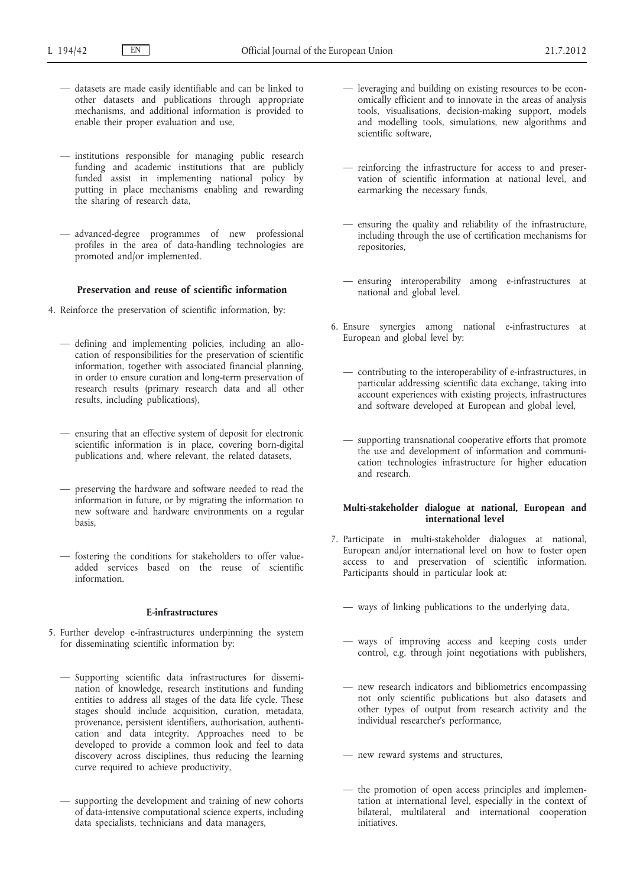— datasets are made easily identifiable and can be linked to other datasets and publications through appropriate mechanisms, and additional information is provided to enable their proper evaluation and use,

— institutions responsible for managing public research funding and academic institutions that are publicly funded assist in implementing national policy by putting in place mechanisms enabling and rewarding the sharing of research data,

— advanced-degree programmes of new professional profiles in the area of data-handling technologies are promoted and/or implemented.

**Preservation and reuse of scientific information**

4. Reinforce the preservation of scientific information, by:

— defining and implementing policies, including an allocation of responsibilities for the preservation of scientific information, together with associated financial planning, in order to ensure curation and long-term preservation of research results (primary research data and all other results, including publications),

— ensuring that an effective system of deposit for electronic scientific information is in place, covering born-digital publications and, where relevant, the related datasets,

— preserving the hardware and software needed to read the information in future, or by migrating the information to new software and hardware environments on a regular basis,

— fostering the conditions for stakeholders to offer value-added services based on the reuse of scientific information.

**E-infrastructures**

5. Further develop e-infrastructures underpinning the system for disseminating scientific information by:

— Supporting scientific data infrastructures for dissemination of knowledge, research institutions and funding entities to address all stages of the data life cycle. These stages should include acquisition, curation, metadata, provenance, persistent identifiers, authorisation, authentication and data integrity. Approaches need to be developed to provide a common look and feel to data discovery across disciplines, thus reducing the learning curve required to achieve productivity,

— supporting the development and training of new cohorts of data-intensive computational science experts, including data specialists, technicians and data managers,

— leveraging and building on existing resources to be economically efficient and to innovate in the areas of analysis tools, visualisations, decision-making support, models and modelling tools, simulations, new algorithms and scientific software,

— reinforcing the infrastructure for access to and preservation of scientific information at national level, and earmarking the necessary funds,

— ensuring the quality and reliability of the infrastructure, including through the use of certification mechanisms for repositories,

— ensuring interoperability among e-infrastructures at national and global level.

6. Ensure synergies among national e-infrastructures at European and global level by:

— contributing to the interoperability of e-infrastructures, in particular addressing scientific data exchange, taking into account experiences with existing projects, infrastructures and software developed at European and global level,

— supporting transnational cooperative efforts that promote the use and development of information and communication technologies infrastructure for higher education and research.

**Multi-stakeholder dialogue at national, European and international level**

7. Participate in multi-stakeholder dialogues at national, European and/or international level on how to foster open access to and preservation of scientific information. Participants should in particular look at:

— ways of linking publications to the underlying data,

— ways of improving access and keeping costs under control, e.g. through joint negotiations with publishers,

— new research indicators and bibliometrics encompassing not only scientific publications but also datasets and other types of output from research activity and the individual researcher's performance,

— new reward systems and structures,

— the promotion of open access principles and implementation at international level, especially in the context of bilateral, multilateral and international cooperation initiatives.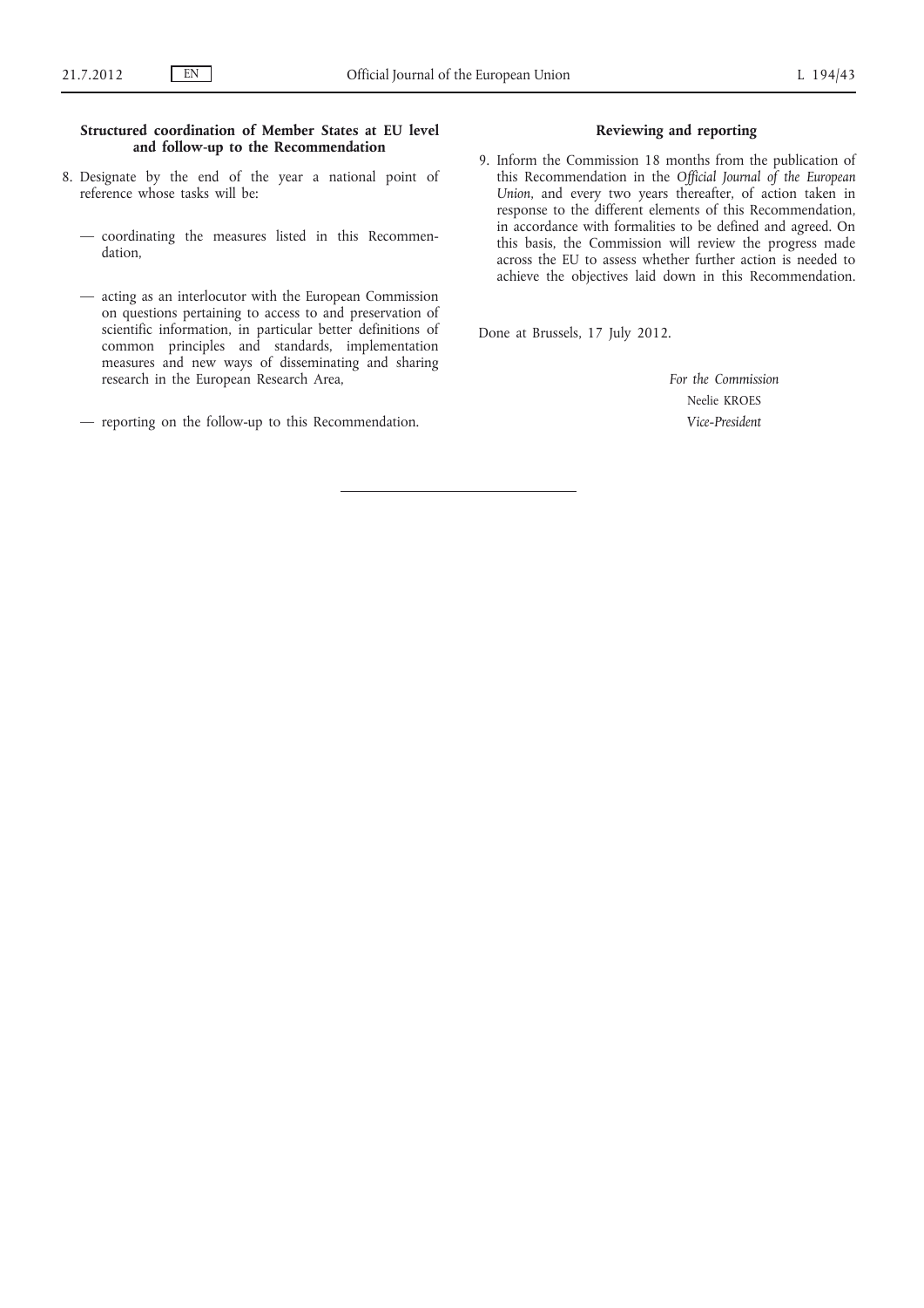**Structured coordination of Member States at EU level and follow-up to the Recommendation**

8. Designate by the end of the year a national point of reference whose tasks will be:

   — coordinating the measures listed in this Recommendation,

   — acting as an interlocutor with the European Commission on questions pertaining to access to and preservation of scientific information, in particular better definitions of common principles and standards, implementation measures and new ways of disseminating and sharing research in the European Research Area,

   — reporting on the follow-up to this Recommendation.

**Reviewing and reporting**

9. Inform the Commission 18 months from the publication of this Recommendation in the *Official Journal of the European Union*, and every two years thereafter, of action taken in response to the different elements of this Recommendation, in accordance with formalities to be defined and agreed. On this basis, the Commission will review the progress made across the EU to assess whether further action is needed to achieve the objectives laid down in this Recommendation.

Done at Brussels, 17 July 2012.

*For the Commission*

Neelie KROES

*Vice-President*